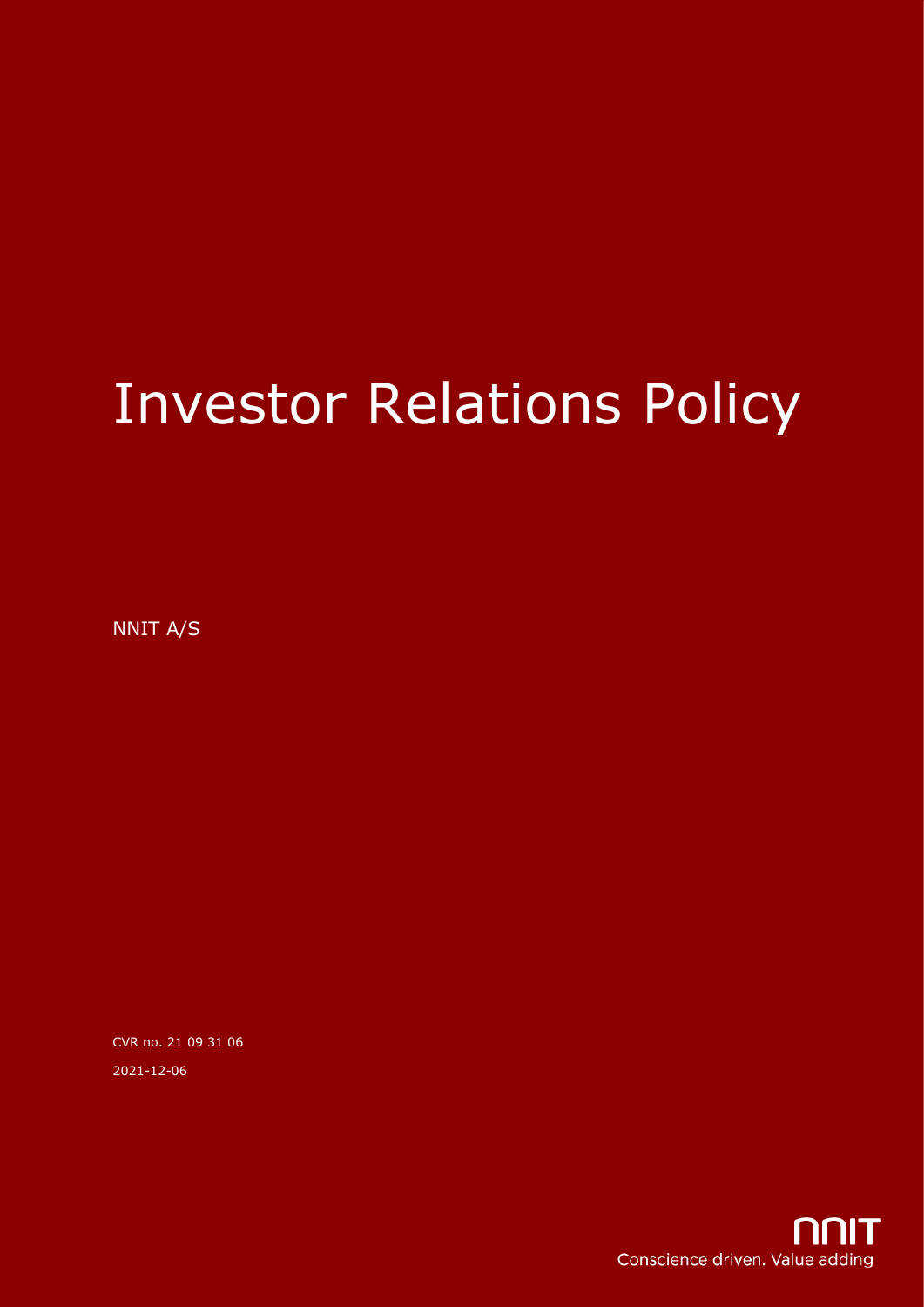# Investor Relations Policy

NNIT A/S

CVR no. 21 09 31 06

2021-12-06

NNIT

Conscience driven. Value adding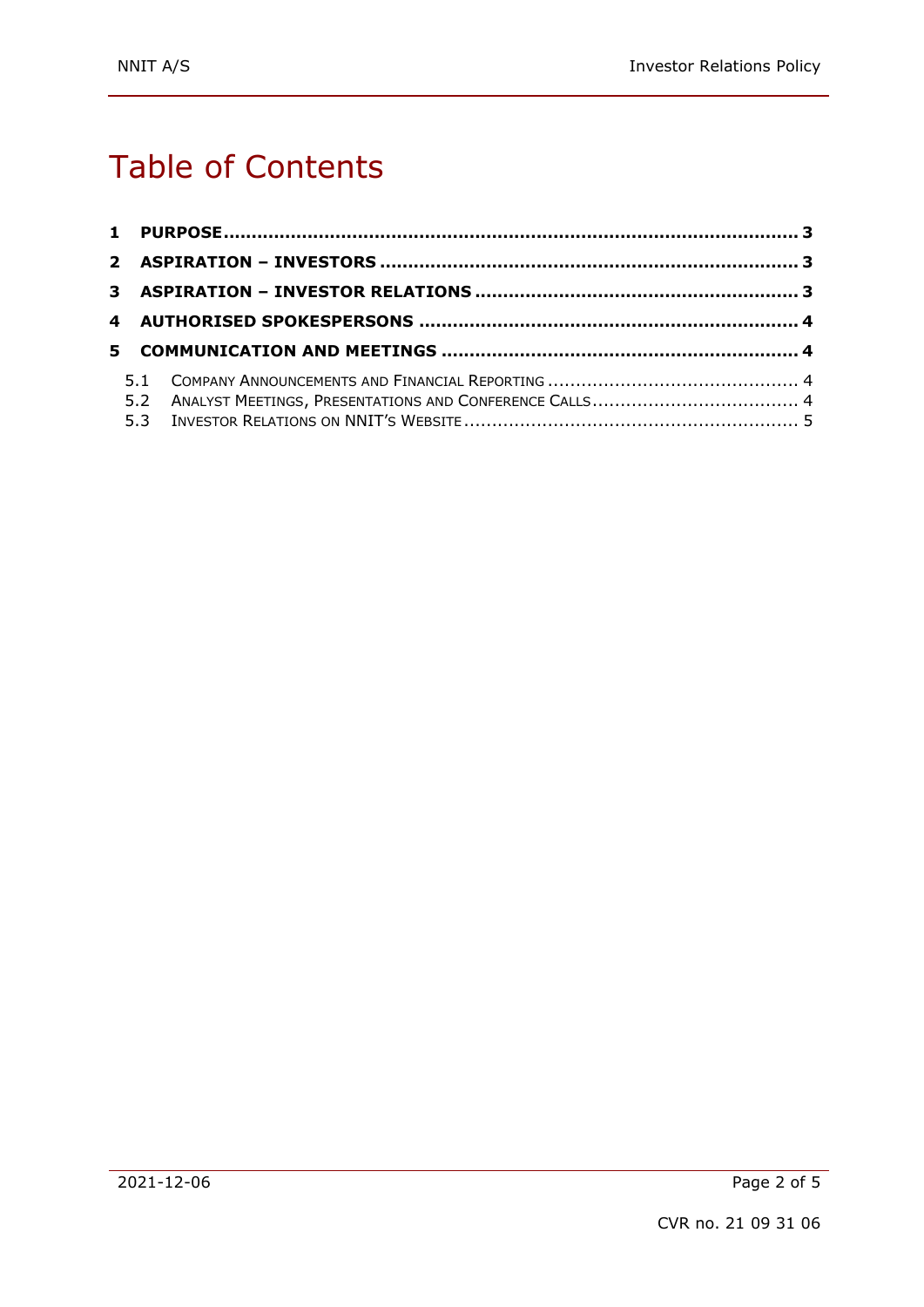# Table of Contents

**1 PURPOSE ..... 3**

**2 ASPIRATION – INVESTORS ..... 3**

**3 ASPIRATION – INVESTOR RELATIONS ..... 3**

**4 AUTHORISED SPOKESPERSONS ..... 4**

**5 COMMUNICATION AND MEETINGS ..... 4**

- 5.1 Company Announcements and Financial Reporting ..... 4
- 5.2 Analyst Meetings, Presentations and Conference Calls ..... 4
- 5.3 Investor Relations on NNIT's Website ..... 5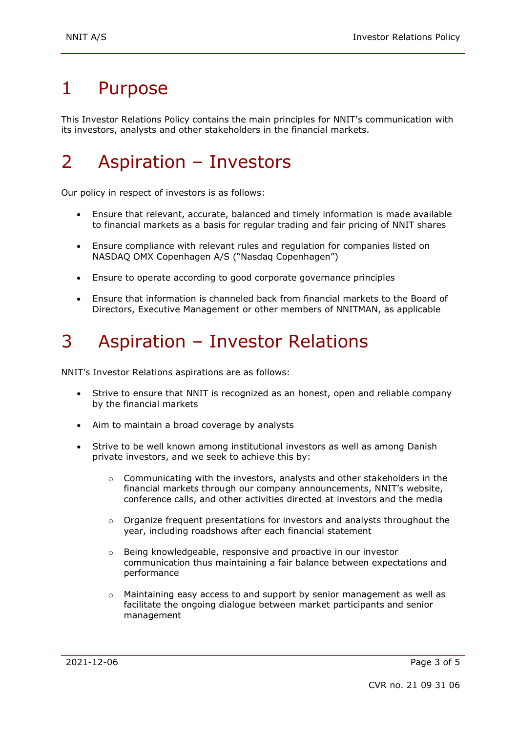# 1 Purpose

This Investor Relations Policy contains the main principles for NNIT's communication with its investors, analysts and other stakeholders in the financial markets.

# 2 Aspiration – Investors

Our policy in respect of investors is as follows:

- Ensure that relevant, accurate, balanced and timely information is made available to financial markets as a basis for regular trading and fair pricing of NNIT shares
- Ensure compliance with relevant rules and regulation for companies listed on NASDAQ OMX Copenhagen A/S ("Nasdaq Copenhagen")
- Ensure to operate according to good corporate governance principles
- Ensure that information is channeled back from financial markets to the Board of Directors, Executive Management or other members of NNITMAN, as applicable

# 3 Aspiration – Investor Relations

NNIT's Investor Relations aspirations are as follows:

- Strive to ensure that NNIT is recognized as an honest, open and reliable company by the financial markets
- Aim to maintain a broad coverage by analysts
- Strive to be well known among institutional investors as well as among Danish private investors, and we seek to achieve this by:
  - Communicating with the investors, analysts and other stakeholders in the financial markets through our company announcements, NNIT's website, conference calls, and other activities directed at investors and the media
  - Organize frequent presentations for investors and analysts throughout the year, including roadshows after each financial statement
  - Being knowledgeable, responsive and proactive in our investor communication thus maintaining a fair balance between expectations and performance
  - Maintaining easy access to and support by senior management as well as facilitate the ongoing dialogue between market participants and senior management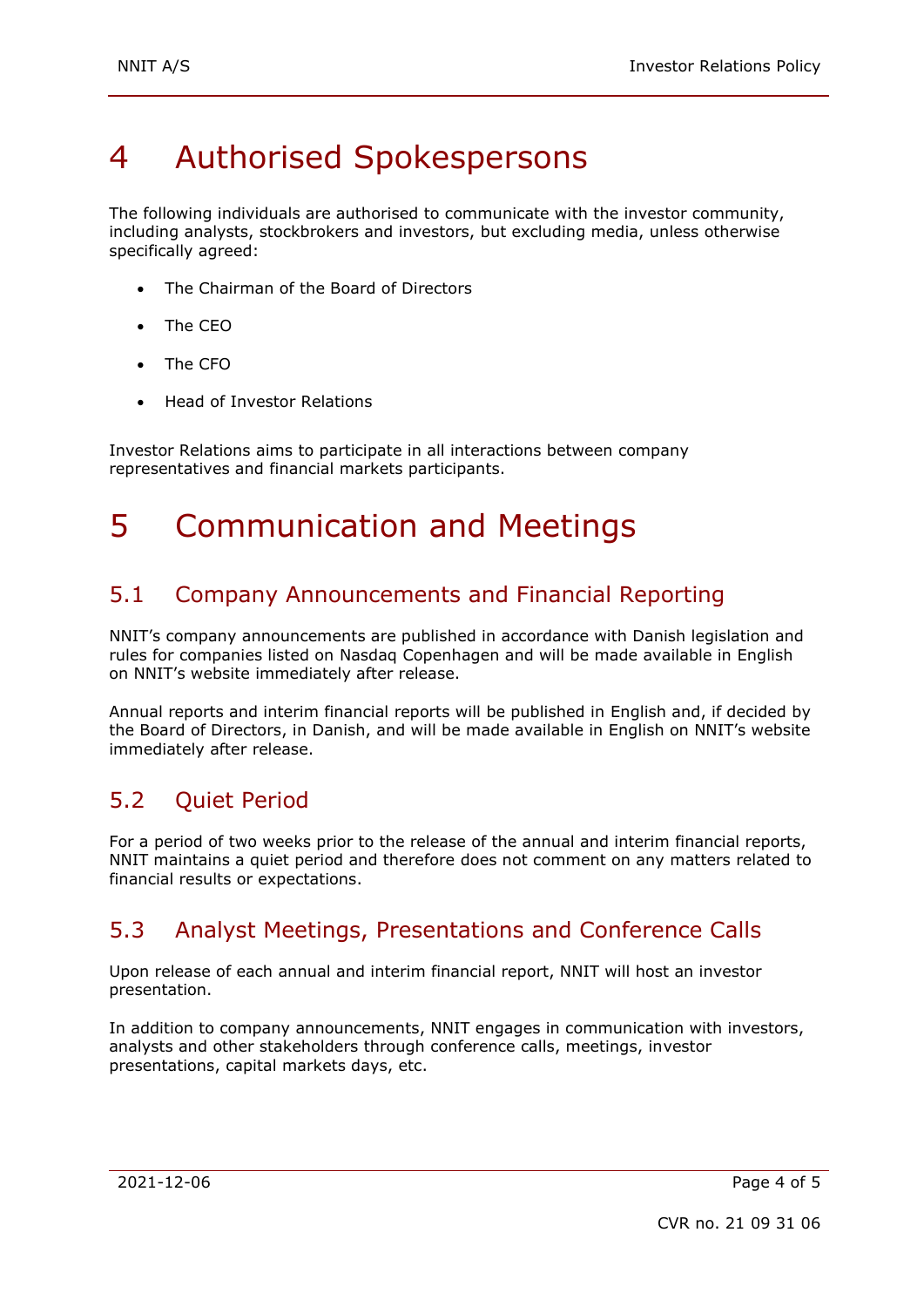# 4 Authorised Spokespersons

The following individuals are authorised to communicate with the investor community, including analysts, stockbrokers and investors, but excluding media, unless otherwise specifically agreed:

- The Chairman of the Board of Directors
- The CEO
- The CFO
- Head of Investor Relations

Investor Relations aims to participate in all interactions between company representatives and financial markets participants.

# 5 Communication and Meetings

## 5.1 Company Announcements and Financial Reporting

NNIT's company announcements are published in accordance with Danish legislation and rules for companies listed on Nasdaq Copenhagen and will be made available in English on NNIT's website immediately after release.

Annual reports and interim financial reports will be published in English and, if decided by the Board of Directors, in Danish, and will be made available in English on NNIT's website immediately after release.

## 5.2 Quiet Period

For a period of two weeks prior to the release of the annual and interim financial reports, NNIT maintains a quiet period and therefore does not comment on any matters related to financial results or expectations.

## 5.3 Analyst Meetings, Presentations and Conference Calls

Upon release of each annual and interim financial report, NNIT will host an investor presentation.

In addition to company announcements, NNIT engages in communication with investors, analysts and other stakeholders through conference calls, meetings, investor presentations, capital markets days, etc.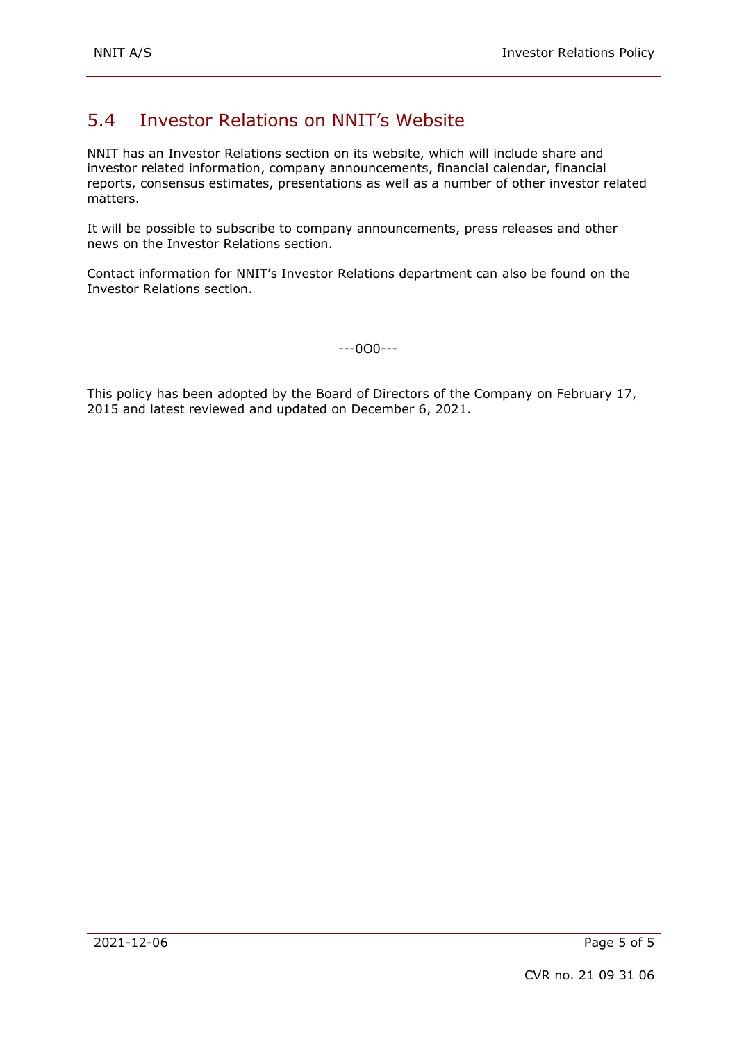## 5.4 Investor Relations on NNIT's Website

NNIT has an Investor Relations section on its website, which will include share and investor related information, company announcements, financial calendar, financial reports, consensus estimates, presentations as well as a number of other investor related matters.

It will be possible to subscribe to company announcements, press releases and other news on the Investor Relations section.

Contact information for NNIT's Investor Relations department can also be found on the Investor Relations section.

---0O0---

This policy has been adopted by the Board of Directors of the Company on February 17, 2015 and latest reviewed and updated on December 6, 2021.